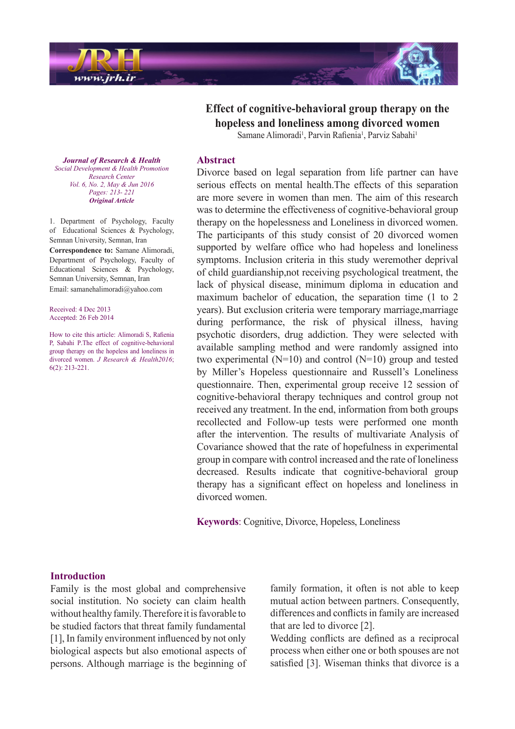# Effect of cognitive-behavioral group therapy on the hopeless and loneliness among divorced women

Samane Alimoradi[1], Parvin Rafienia[1], Parviz Sabahi[1]

*Journal of Research & Health*
*Social Development & Health Promotion Research Center*
*Vol. 6, No. 2, May & Jun 2016*
*Pages: 213- 221*
***Original Article***

1. Department of Psychology, Faculty of Educational Sciences & Psychology, Semnan University, Semnan, Iran

**Correspondence to:** Samane Alimoradi, Department of Psychology, Faculty of Educational Sciences & Psychology, Semnan University, Semnan, Iran

Email: samanehalimoradi@yahoo.com

Received: 4 Dec 2013
Accepted: 26 Feb 2014

How to cite this article: Alimoradi S, Rafienia P, Sabahi P.The effect of cognitive-behavioral group therapy on the hopeless and loneliness in divorced women. *J Research & Health*2016; 6(2): 213-221.

## Abstract

Divorce based on legal separation from life partner can have serious effects on mental health.The effects of this separation are more severe in women than men. The aim of this research was to determine the effectiveness of cognitive-behavioral group therapy on the hopelessness and Loneliness in divorced women. The participants of this study consist of 20 divorced women supported by welfare office who had hopeless and loneliness symptoms. Inclusion criteria in this study weremother deprival of child guardianship,not receiving psychological treatment, the lack of physical disease, minimum diploma in education and maximum bachelor of education, the separation time (1 to 2 years). But exclusion criteria were temporary marriage,marriage during performance, the risk of physical illness, having psychotic disorders, drug addiction. They were selected with available sampling method and were randomly assigned into two experimental (N=10) and control (N=10) group and tested by Miller's Hopeless questionnaire and Russell's Loneliness questionnaire. Then, experimental group receive 12 session of cognitive-behavioral therapy techniques and control group not received any treatment. In the end, information from both groups recollected and Follow-up tests were performed one month after the intervention. The results of multivariate Analysis of Covariance showed that the rate of hopefulness in experimental group in compare with control increased and the rate of loneliness decreased. Results indicate that cognitive-behavioral group therapy has a significant effect on hopeless and loneliness in divorced women.

**Keywords**: Cognitive, Divorce, Hopeless, Loneliness

## Introduction

Family is the most global and comprehensive social institution. No society can claim health without healthy family. Therefore it is favorable to be studied factors that threat family fundamental [1], In family environment influenced by not only biological aspects but also emotional aspects of persons. Although marriage is the beginning of family formation, it often is not able to keep mutual action between partners. Consequently, differences and conflicts in family are increased that are led to divorce [2].

Wedding conflicts are defined as a reciprocal process when either one or both spouses are not satisfied [3]. Wiseman thinks that divorce is a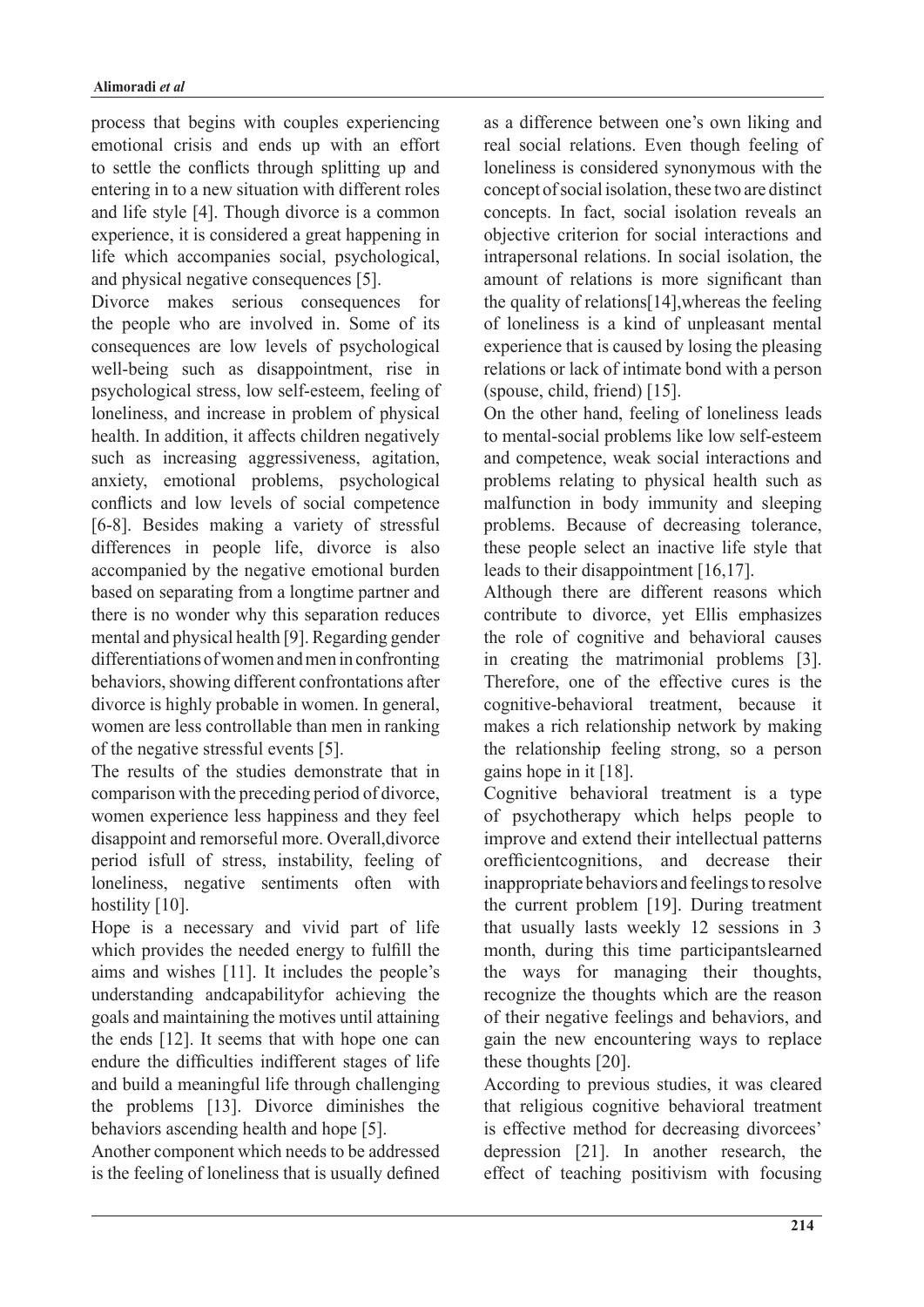process that begins with couples experiencing emotional crisis and ends up with an effort to settle the conflicts through splitting up and entering in to a new situation with different roles and life style [4]. Though divorce is a common experience, it is considered a great happening in life which accompanies social, psychological, and physical negative consequences [5].

Divorce makes serious consequences for the people who are involved in. Some of its consequences are low levels of psychological well-being such as disappointment, rise in psychological stress, low self-esteem, feeling of loneliness, and increase in problem of physical health. In addition, it affects children negatively such as increasing aggressiveness, agitation, anxiety, emotional problems, psychological conflicts and low levels of social competence [6-8]. Besides making a variety of stressful differences in people life, divorce is also accompanied by the negative emotional burden based on separating from a longtime partner and there is no wonder why this separation reduces mental and physical health [9]. Regarding gender differentiations of women and men in confronting behaviors, showing different confrontations after divorce is highly probable in women. In general, women are less controllable than men in ranking of the negative stressful events [5].

The results of the studies demonstrate that in comparison with the preceding period of divorce, women experience less happiness and they feel disappoint and remorseful more. Overall,divorce period isfull of stress, instability, feeling of loneliness, negative sentiments often with hostility [10].

Hope is a necessary and vivid part of life which provides the needed energy to fulfill the aims and wishes [11]. It includes the people's understanding andcapabilityfor achieving the goals and maintaining the motives until attaining the ends [12]. It seems that with hope one can endure the difficulties indifferent stages of life and build a meaningful life through challenging the problems [13]. Divorce diminishes the behaviors ascending health and hope [5].

Another component which needs to be addressed is the feeling of loneliness that is usually defined as a difference between one's own liking and real social relations. Even though feeling of loneliness is considered synonymous with the concept of social isolation, these two are distinct concepts. In fact, social isolation reveals an objective criterion for social interactions and intrapersonal relations. In social isolation, the amount of relations is more significant than the quality of relations[14],whereas the feeling of loneliness is a kind of unpleasant mental experience that is caused by losing the pleasing relations or lack of intimate bond with a person (spouse, child, friend) [15].

On the other hand, feeling of loneliness leads to mental-social problems like low self-esteem and competence, weak social interactions and problems relating to physical health such as malfunction in body immunity and sleeping problems. Because of decreasing tolerance, these people select an inactive life style that leads to their disappointment [16,17].

Although there are different reasons which contribute to divorce, yet Ellis emphasizes the role of cognitive and behavioral causes in creating the matrimonial problems [3]. Therefore, one of the effective cures is the cognitive-behavioral treatment, because it makes a rich relationship network by making the relationship feeling strong, so a person gains hope in it [18].

Cognitive behavioral treatment is a type of psychotherapy which helps people to improve and extend their intellectual patterns orefficientcognitions, and decrease their inappropriate behaviors and feelings to resolve the current problem [19]. During treatment that usually lasts weekly 12 sessions in 3 month, during this time participantslearned the ways for managing their thoughts, recognize the thoughts which are the reason of their negative feelings and behaviors, and gain the new encountering ways to replace these thoughts [20].

According to previous studies, it was cleared that religious cognitive behavioral treatment is effective method for decreasing divorcees' depression [21]. In another research, the effect of teaching positivism with focusing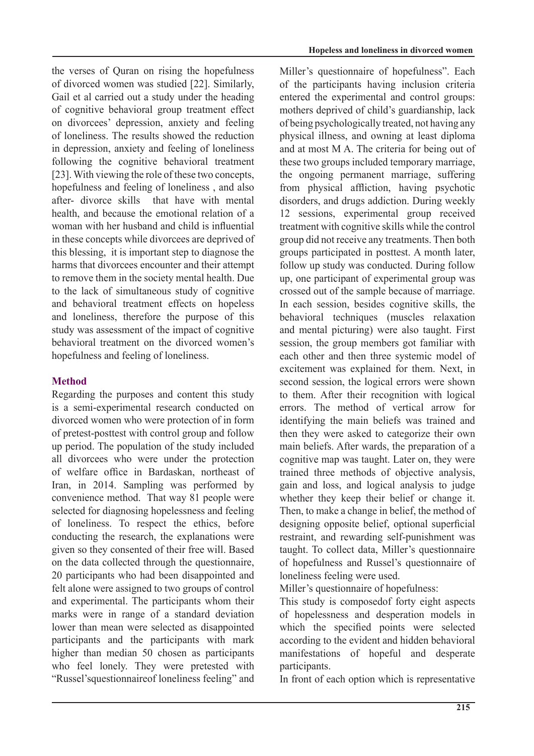the verses of Quran on rising the hopefulness of divorced women was studied [22]. Similarly, Gail et al carried out a study under the heading of cognitive behavioral group treatment effect on divorcees' depression, anxiety and feeling of loneliness. The results showed the reduction in depression, anxiety and feeling of loneliness following the cognitive behavioral treatment [23]. With viewing the role of these two concepts, hopefulness and feeling of loneliness , and also after- divorce skills that have with mental health, and because the emotional relation of a woman with her husband and child is influential in these concepts while divorcees are deprived of this blessing, it is important step to diagnose the harms that divorcees encounter and their attempt to remove them in the society mental health. Due to the lack of simultaneous study of cognitive and behavioral treatment effects on hopeless and loneliness, therefore the purpose of this study was assessment of the impact of cognitive behavioral treatment on the divorced women's hopefulness and feeling of loneliness.

## Method

Regarding the purposes and content this study is a semi-experimental research conducted on divorced women who were protection of in form of pretest-posttest with control group and follow up period. The population of the study included all divorcees who were under the protection of welfare office in Bardaskan, northeast of Iran, in 2014. Sampling was performed by convenience method. That way 81 people were selected for diagnosing hopelessness and feeling of loneliness. To respect the ethics, before conducting the research, the explanations were given so they consented of their free will. Based on the data collected through the questionnaire, 20 participants who had been disappointed and felt alone were assigned to two groups of control and experimental. The participants whom their marks were in range of a standard deviation lower than mean were selected as disappointed participants and the participants with mark higher than median 50 chosen as participants who feel lonely. They were pretested with "Russel'squestionnaireof loneliness feeling" and Miller's questionnaire of hopefulness". Each of the participants having inclusion criteria entered the experimental and control groups: mothers deprived of child's guardianship, lack of being psychologically treated, not having any physical illness, and owning at least diploma and at most M A. The criteria for being out of these two groups included temporary marriage, the ongoing permanent marriage, suffering from physical affliction, having psychotic disorders, and drugs addiction. During weekly 12 sessions, experimental group received treatment with cognitive skills while the control group did not receive any treatments. Then both groups participated in posttest. A month later, follow up study was conducted. During follow up, one participant of experimental group was crossed out of the sample because of marriage. In each session, besides cognitive skills, the behavioral techniques (muscles relaxation and mental picturing) were also taught. First session, the group members got familiar with each other and then three systemic model of excitement was explained for them. Next, in second session, the logical errors were shown to them. After their recognition with logical errors. The method of vertical arrow for identifying the main beliefs was trained and then they were asked to categorize their own main beliefs. After wards, the preparation of a cognitive map was taught. Later on, they were trained three methods of objective analysis, gain and loss, and logical analysis to judge whether they keep their belief or change it. Then, to make a change in belief, the method of designing opposite belief, optional superficial restraint, and rewarding self-punishment was taught. To collect data, Miller's questionnaire of hopefulness and Russel's questionnaire of loneliness feeling were used.

Miller's questionnaire of hopefulness:

This study is composedof forty eight aspects of hopelessness and desperation models in which the specified points were selected according to the evident and hidden behavioral manifestations of hopeful and desperate participants.

In front of each option which is representative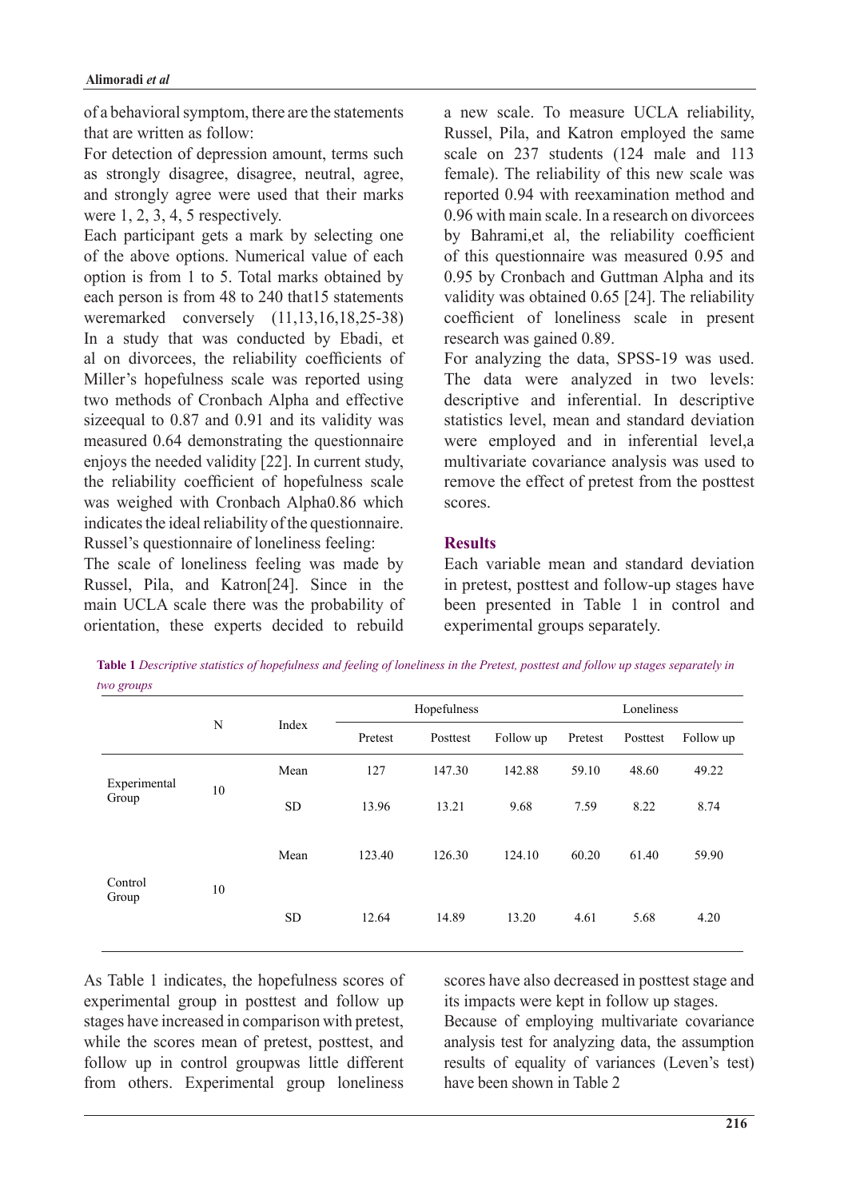of a behavioral symptom, there are the statements that are written as follow:

For detection of depression amount, terms such as strongly disagree, disagree, neutral, agree, and strongly agree were used that their marks were 1, 2, 3, 4, 5 respectively.

Each participant gets a mark by selecting one of the above options. Numerical value of each option is from 1 to 5. Total marks obtained by each person is from 48 to 240 that15 statements weremarked conversely (11,13,16,18,25-38) In a study that was conducted by Ebadi, et al on divorcees, the reliability coefficients of Miller's hopefulness scale was reported using two methods of Cronbach Alpha and effective sizeequal to 0.87 and 0.91 and its validity was measured 0.64 demonstrating the questionnaire enjoys the needed validity [22]. In current study, the reliability coefficient of hopefulness scale was weighed with Cronbach Alpha0.86 which indicates the ideal reliability of the questionnaire.

Russel's questionnaire of loneliness feeling:

The scale of loneliness feeling was made by Russel, Pila, and Katron[24]. Since in the main UCLA scale there was the probability of orientation, these experts decided to rebuild a new scale. To measure UCLA reliability, Russel, Pila, and Katron employed the same scale on 237 students (124 male and 113 female). The reliability of this new scale was reported 0.94 with reexamination method and 0.96 with main scale. In a research on divorcees by Bahrami,et al, the reliability coefficient of this questionnaire was measured 0.95 and 0.95 by Cronbach and Guttman Alpha and its validity was obtained 0.65 [24]. The reliability coefficient of loneliness scale in present research was gained 0.89.

For analyzing the data, SPSS-19 was used. The data were analyzed in two levels: descriptive and inferential. In descriptive statistics level, mean and standard deviation were employed and in inferential level,a multivariate covariance analysis was used to remove the effect of pretest from the posttest scores.

## Results

Each variable mean and standard deviation in pretest, posttest and follow-up stages have been presented in Table 1 in control and experimental groups separately.

**Table 1** *Descriptive statistics of hopefulness and feeling of loneliness in the Pretest, posttest and follow up stages separately in two groups*

| | N | Index | Hopefulness | | | Loneliness | | |
|---|---|---|---|---|---|---|---|---|
| | | | Pretest | Posttest | Follow up | Pretest | Posttest | Follow up |
| Experimental Group | 10 | Mean | 127 | 147.30 | 142.88 | 59.10 | 48.60 | 49.22 |
| | | SD | 13.96 | 13.21 | 9.68 | 7.59 | 8.22 | 8.74 |
| Control Group | 10 | Mean | 123.40 | 126.30 | 124.10 | 60.20 | 61.40 | 59.90 |
| | | SD | 12.64 | 14.89 | 13.20 | 4.61 | 5.68 | 4.20 |

As Table 1 indicates, the hopefulness scores of experimental group in posttest and follow up stages have increased in comparison with pretest, while the scores mean of pretest, posttest, and follow up in control groupwas little different from others. Experimental group loneliness scores have also decreased in posttest stage and its impacts were kept in follow up stages.

Because of employing multivariate covariance analysis test for analyzing data, the assumption results of equality of variances (Leven's test) have been shown in Table 2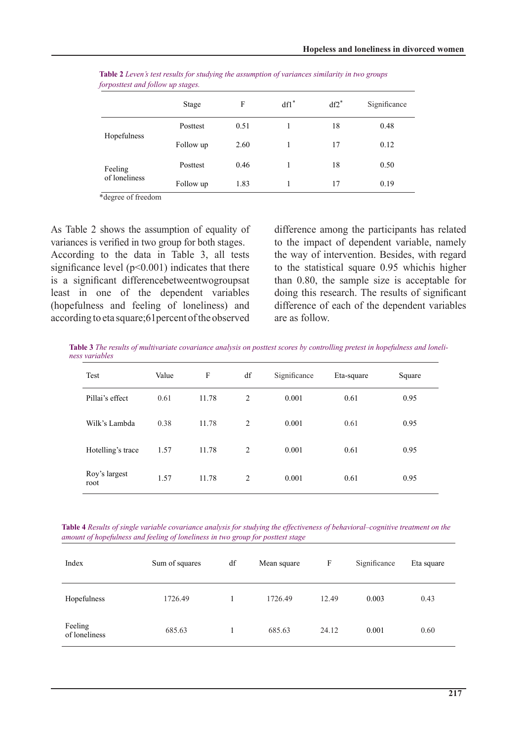**Table 2** *Leven's test results for studying the assumption of variances similarity in two groups forposttest and follow up stages.*

| | Stage | F | df1* | df2* | Significance |
|---|---|---|---|---|---|
| Hopefulness | Posttest | 0.51 | 1 | 18 | 0.48 |
| | Follow up | 2.60 | 1 | 17 | 0.12 |
| Feeling of loneliness | Posttest | 0.46 | 1 | 18 | 0.50 |
| | Follow up | 1.83 | 1 | 17 | 0.19 |

*degree of freedom

As Table 2 shows the assumption of equality of variances is verified in two group for both stages. According to the data in Table 3, all tests significance level ($p<0.001$) indicates that there is a significant differencebetweentwogroupsat least in one of the dependent variables (hopefulness and feeling of loneliness) and according to eta square;61percent of the observed difference among the participants has related to the impact of dependent variable, namely the way of intervention. Besides, with regard to the statistical square 0.95 whichis higher than 0.80, the sample size is acceptable for doing this research. The results of significant difference of each of the dependent variables are as follow.

**Table 3** *The results of multivariate covariance analysis on posttest scores by controlling pretest in hopefulness and loneliness variables*

| Test | Value | F | df | Significance | Eta-square | Square |
|---|---|---|---|---|---|---|
| Pillai's effect | 0.61 | 11.78 | 2 | 0.001 | 0.61 | 0.95 |
| Wilk's Lambda | 0.38 | 11.78 | 2 | 0.001 | 0.61 | 0.95 |
| Hotelling's trace | 1.57 | 11.78 | 2 | 0.001 | 0.61 | 0.95 |
| Roy's largest root | 1.57 | 11.78 | 2 | 0.001 | 0.61 | 0.95 |

**Table 4** *Results of single variable covariance analysis for studying the effectiveness of behavioral–cognitive treatment on the amount of hopefulness and feeling of loneliness in two group for posttest stage*

| Index | Sum of squares | df | Mean square | F | Significance | Eta square |
|---|---|---|---|---|---|---|
| Hopefulness | 1726.49 | 1 | 1726.49 | 12.49 | 0.003 | 0.43 |
| Feeling of loneliness | 685.63 | 1 | 685.63 | 24.12 | 0.001 | 0.60 |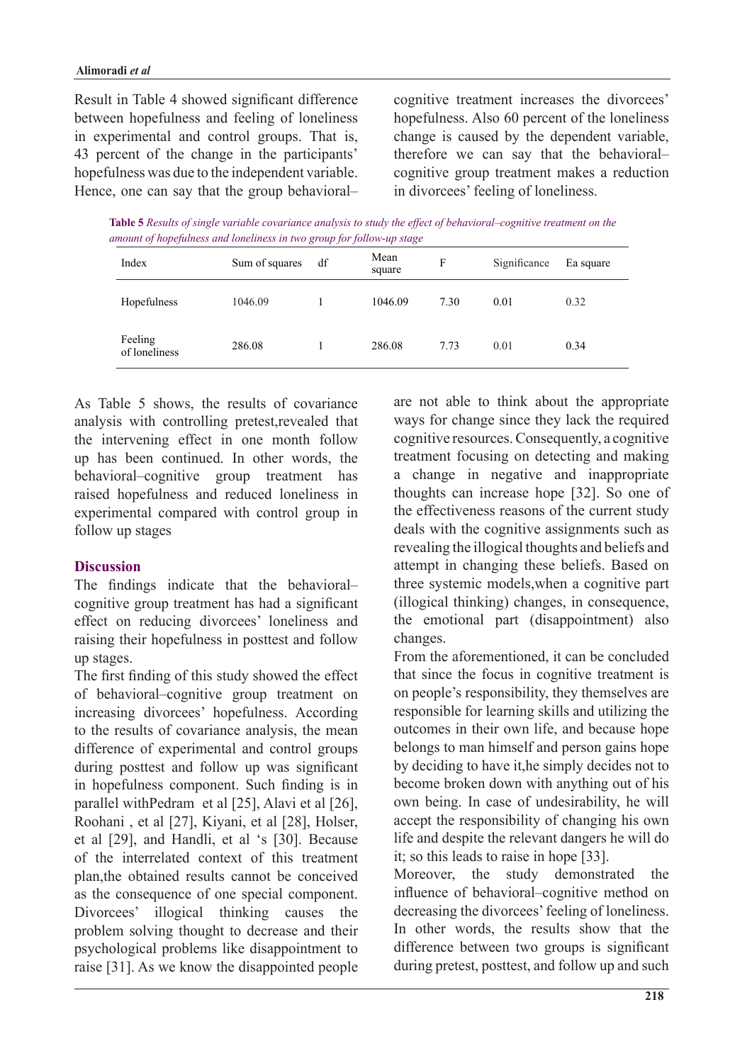Result in Table 4 showed significant difference between hopefulness and feeling of loneliness in experimental and control groups. That is, 43 percent of the change in the participants' hopefulness was due to the independent variable. Hence, one can say that the group behavioral–cognitive treatment increases the divorcees' hopefulness. Also 60 percent of the loneliness change is caused by the dependent variable, therefore we can say that the behavioral–cognitive group treatment makes a reduction in divorcees' feeling of loneliness.

**Table 5** *Results of single variable covariance analysis to study the effect of behavioral–cognitive treatment on the amount of hopefulness and loneliness in two group for follow-up stage*

| Index | Sum of squares | df | Mean square | F | Significance | Ea square |
|---|---|---|---|---|---|---|
| Hopefulness | 1046.09 | 1 | 1046.09 | 7.30 | 0.01 | 0.32 |
| Feeling of loneliness | 286.08 | 1 | 286.08 | 7.73 | 0.01 | 0.34 |

As Table 5 shows, the results of covariance analysis with controlling pretest,revealed that the intervening effect in one month follow up has been continued. In other words, the behavioral–cognitive group treatment has raised hopefulness and reduced loneliness in experimental compared with control group in follow up stages

## Discussion

The findings indicate that the behavioral–cognitive group treatment has had a significant effect on reducing divorcees' loneliness and raising their hopefulness in posttest and follow up stages.

The first finding of this study showed the effect of behavioral–cognitive group treatment on increasing divorcees' hopefulness. According to the results of covariance analysis, the mean difference of experimental and control groups during posttest and follow up was significant in hopefulness component. Such finding is in parallel withPedram et al [25], Alavi et al [26], Roohani , et al [27], Kiyani, et al [28], Holser, et al [29], and Handli, et al 's [30]. Because of the interrelated context of this treatment plan,the obtained results cannot be conceived as the consequence of one special component. Divorcees' illogical thinking causes the problem solving thought to decrease and their psychological problems like disappointment to raise [31]. As we know the disappointed people are not able to think about the appropriate ways for change since they lack the required cognitive resources. Consequently, a cognitive treatment focusing on detecting and making a change in negative and inappropriate thoughts can increase hope [32]. So one of the effectiveness reasons of the current study deals with the cognitive assignments such as revealing the illogical thoughts and beliefs and attempt in changing these beliefs. Based on three systemic models,when a cognitive part (illogical thinking) changes, in consequence, the emotional part (disappointment) also changes.

From the aforementioned, it can be concluded that since the focus in cognitive treatment is on people's responsibility, they themselves are responsible for learning skills and utilizing the outcomes in their own life, and because hope belongs to man himself and person gains hope by deciding to have it,he simply decides not to become broken down with anything out of his own being. In case of undesirability, he will accept the responsibility of changing his own life and despite the relevant dangers he will do it; so this leads to raise in hope [33].

Moreover, the study demonstrated the influence of behavioral–cognitive method on decreasing the divorcees' feeling of loneliness. In other words, the results show that the difference between two groups is significant during pretest, posttest, and follow up and such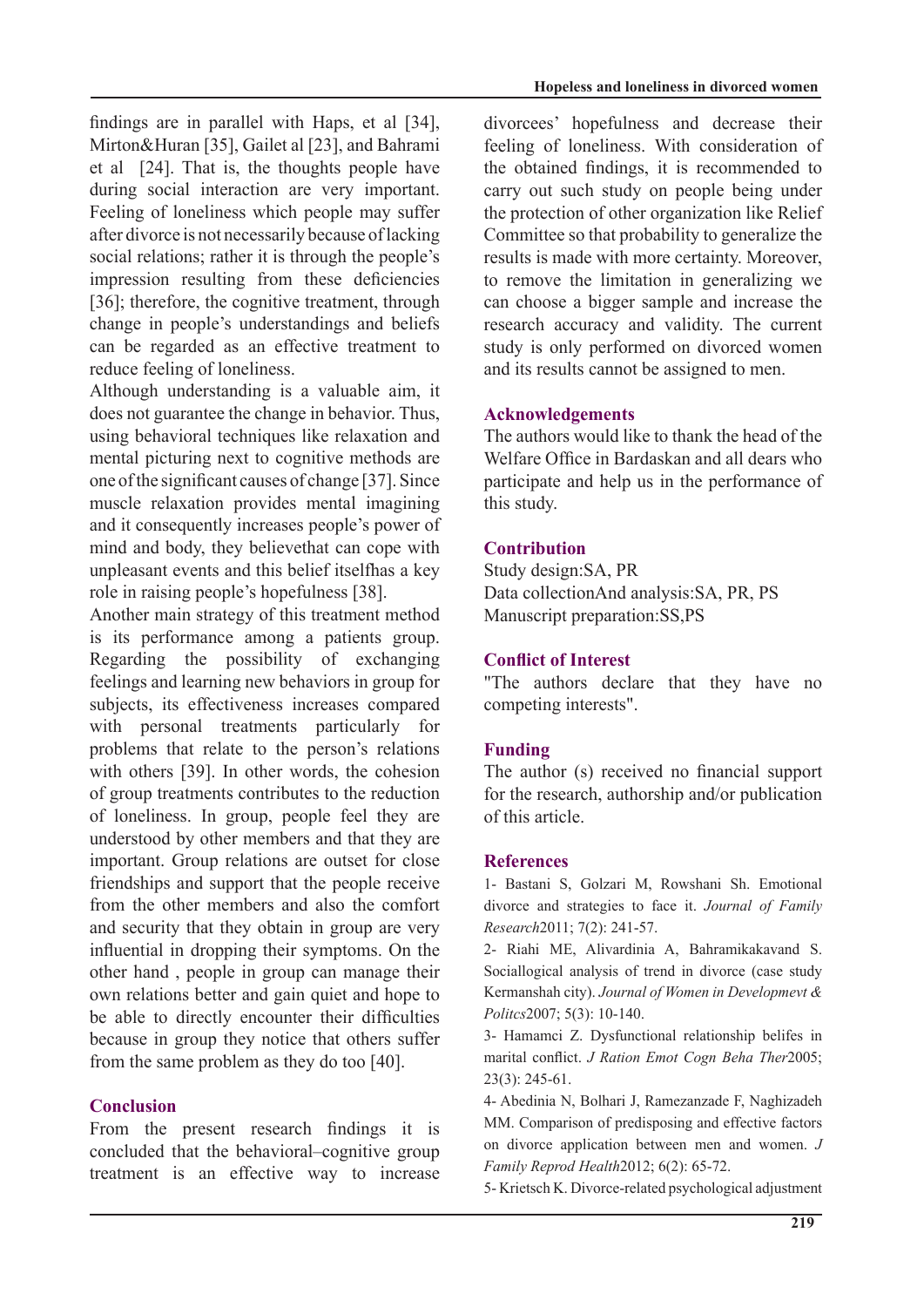findings are in parallel with Haps, et al [34], Mirton&Huran [35], Gailet al [23], and Bahrami et al [24]. That is, the thoughts people have during social interaction are very important. Feeling of loneliness which people may suffer after divorce is not necessarily because of lacking social relations; rather it is through the people's impression resulting from these deficiencies [36]; therefore, the cognitive treatment, through change in people's understandings and beliefs can be regarded as an effective treatment to reduce feeling of loneliness.

Although understanding is a valuable aim, it does not guarantee the change in behavior. Thus, using behavioral techniques like relaxation and mental picturing next to cognitive methods are one of the significant causes of change [37]. Since muscle relaxation provides mental imagining and it consequently increases people's power of mind and body, they believethat can cope with unpleasant events and this belief itselfhas a key role in raising people's hopefulness [38].

Another main strategy of this treatment method is its performance among a patients group. Regarding the possibility of exchanging feelings and learning new behaviors in group for subjects, its effectiveness increases compared with personal treatments particularly for problems that relate to the person's relations with others [39]. In other words, the cohesion of group treatments contributes to the reduction of loneliness. In group, people feel they are understood by other members and that they are important. Group relations are outset for close friendships and support that the people receive from the other members and also the comfort and security that they obtain in group are very influential in dropping their symptoms. On the other hand , people in group can manage their own relations better and gain quiet and hope to be able to directly encounter their difficulties because in group they notice that others suffer from the same problem as they do too [40].

## Conclusion

From the present research findings it is concluded that the behavioral–cognitive group treatment is an effective way to increase divorcees' hopefulness and decrease their feeling of loneliness. With consideration of the obtained findings, it is recommended to carry out such study on people being under the protection of other organization like Relief Committee so that probability to generalize the results is made with more certainty. Moreover, to remove the limitation in generalizing we can choose a bigger sample and increase the research accuracy and validity. The current study is only performed on divorced women and its results cannot be assigned to men.

## Acknowledgements

The authors would like to thank the head of the Welfare Office in Bardaskan and all dears who participate and help us in the performance of this study.

## Contribution

Study design:SA, PR

Data collectionAnd analysis:SA, PR, PS

Manuscript preparation:SS,PS

## Conflict of Interest

"The authors declare that they have no competing interests".

## Funding

The author (s) received no financial support for the research, authorship and/or publication of this article.

## References

1- Bastani S, Golzari M, Rowshani Sh. Emotional divorce and strategies to face it. *Journal of Family Research*2011; 7(2): 241-57.

2- Riahi ME, Alivardinia A, Bahramikakavand S. Sociallogical analysis of trend in divorce (case study Kermanshah city). *Journal of Women in Developmevt & Politcs*2007; 5(3): 10-140.

3- Hamamci Z. Dysfunctional relationship belifes in marital conflict. *J Ration Emot Cogn Beha Ther*2005; 23(3): 245-61.

4- Abedinia N, Bolhari J, Ramezanzade F, Naghizadeh MM. Comparison of predisposing and effective factors on divorce application between men and women. *J Family Reprod Health*2012; 6(2): 65-72.

5- Krietsch K. Divorce-related psychological adjustment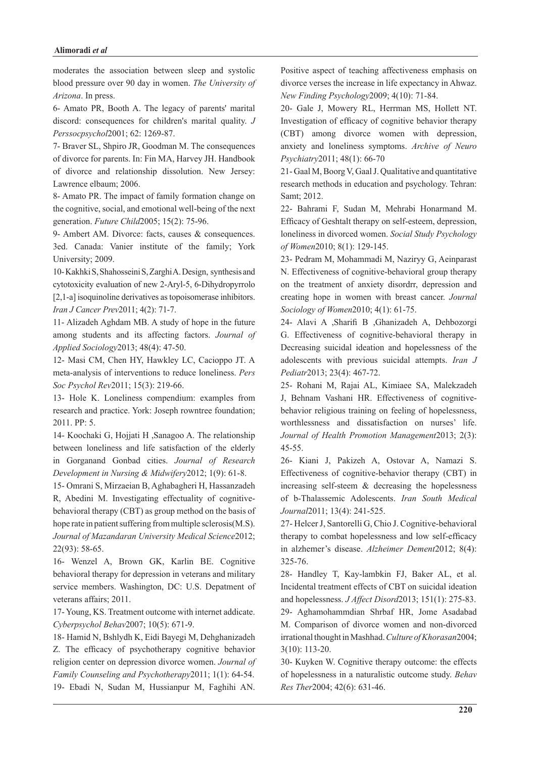moderates the association between sleep and systolic blood pressure over 90 day in women. *The University of Arizona*. In press.

6- Amato PR, Booth A. The legacy of parents' marital discord: consequences for children's marital quality. *J Perssocpsychol*2001; 62: 1269-87.

7- Braver SL, Shpiro JR, Goodman M. The consequences of divorce for parents. In: Fin MA, Harvey JH. Handbook of divorce and relationship dissolution. New Jersey: Lawrence elbaum; 2006.

8- Amato PR. The impact of family formation change on the cognitive, social, and emotional well-being of the next generation. *Future Child*2005; 15(2): 75-96.

9- Ambert AM. Divorce: facts, causes & consequences. 3ed. Canada: Vanier institute of the family; York University; 2009.

10- Kakhki S, Shahosseini S, Zarghi A. Design, synthesis and cytotoxicity evaluation of new 2-Aryl-5, 6-Dihydropyrrolo [2,1-a] isoquinoline derivatives as topoisomerase inhibitors. *Iran J Cancer Prev*2011; 4(2): 71-7.

11- Alizadeh Aghdam MB. A study of hope in the future among students and its affecting factors. *Journal of Applied Sociology*2013; 48(4): 47-50.

12- Masi CM, Chen HY, Hawkley LC, Cacioppo JT. A meta-analysis of interventions to reduce loneliness. *Pers Soc Psychol Rev*2011; 15(3): 219-66.

13- Hole K. Loneliness compendium: examples from research and practice. York: Joseph rowntree foundation; 2011. PP: 5.

14- Koochaki G, Hojjati H ,Sanagoo A. The relationship between loneliness and life satisfaction of the elderly in Gorganand Gonbad cities. *Journal of Research Development in Nursing & Midwifery*2012; 1(9): 61-8.

15- Omrani S, Mirzaeian B, Aghabagheri H, Hassanzadeh R, Abedini M. Investigating effectuality of cognitive-behavioral therapy (CBT) as group method on the basis of hope rate in patient suffering from multiple sclerosis(M.S). *Journal of Mazandaran University Medical Science*2012; 22(93): 58-65.

16- Wenzel A, Brown GK, Karlin BE. Cognitive behavioral therapy for depression in veterans and military service members. Washington, DC: U.S. Depatment of veterans affairs; 2011.

17- Young, KS. Treatment outcome with internet addicate. *Cyberpsychol Behav*2007; 10(5): 671-9.

18- Hamid N, Bshlydh K, Eidi Bayegi M, Dehghanizadeh Z. The efficacy of psychotherapy cognitive behavior religion center on depression divorce women. *Journal of Family Counseling and Psychotherapy*2011; 1(1): 64-54.

19- Ebadi N, Sudan M, Hussianpur M, Faghihi AN. Positive aspect of teaching affectiveness emphasis on divorce verses the increase in life expectancy in Ahwaz. *New Finding Psychology*2009; 4(10): 71-84.

20- Gale J, Mowery RL, Herrman MS, Hollett NT. Investigation of efficacy of cognitive behavior therapy (CBT) among divorce women with depression, anxiety and loneliness symptoms. *Archive of Neuro Psychiatry*2011; 48(1): 66-70

21- Gaal M, Boorg V, Gaal J. Qualitative and quantitative research methods in education and psychology. Tehran: Samt; 2012.

22- Bahrami F, Sudan M, Mehrabi Honarmand M. Efficacy of Geshtalt therapy on self-esteem, depression, loneliness in divorced women. *Social Study Psychology of Women*2010; 8(1): 129-145.

23- Pedram M, Mohammadi M, Naziryy G, Aeinparast N. Effectiveness of cognitive-behavioral group therapy on the treatment of anxiety disordrr, depression and creating hope in women with breast cancer. *Journal Sociology of Women*2010; 4(1): 61-75.

24- Alavi A ,Sharifi B ,Ghanizadeh A, Dehbozorgi G. Effectiveness of cognitive-behavioral therapy in Decreasing suicidal ideation and hopelessness of the adolescents with previous suicidal attempts. *Iran J Pediatr*2013; 23(4): 467-72.

25- Rohani M, Rajai AL, Kimiaee SA, Malekzadeh J, Behnam Vashani HR. Effectiveness of cognitive-behavior religious training on feeling of hopelessness, worthlessness and dissatisfaction on nurses' life. *Journal of Health Promotion Management*2013; 2(3): 45-55.

26- Kiani J, Pakizeh A, Ostovar A, Namazi S. Effectiveness of cognitive-behavior therapy (CBT) in increasing self-steem & decreasing the hopelessness of b-Thalassemic Adolescents. *Iran South Medical Journal*2011; 13(4): 241-525.

27- Helcer J, Santorelli G, Chio J. Cognitive-behavioral therapy to combat hopelessness and low self-efficacy in alzhemer's disease. *Alzheimer Dement*2012; 8(4): 325-76.

28- Handley T, Kay-lambkin FJ, Baker AL, et al. Incidental treatment effects of CBT on suicidal ideation and hopelessness. *J Affect Disord*2013; 151(1): 275-83.

29- Aghamohammdian Shrbaf HR, Jome Asadabad M. Comparison of divorce women and non-divorced irrational thought in Mashhad. *Culture of Khorasan*2004; 3(10): 113-20.

30- Kuyken W. Cognitive therapy outcome: the effects of hopelessness in a naturalistic outcome study. *Behav Res Ther*2004; 42(6): 631-46.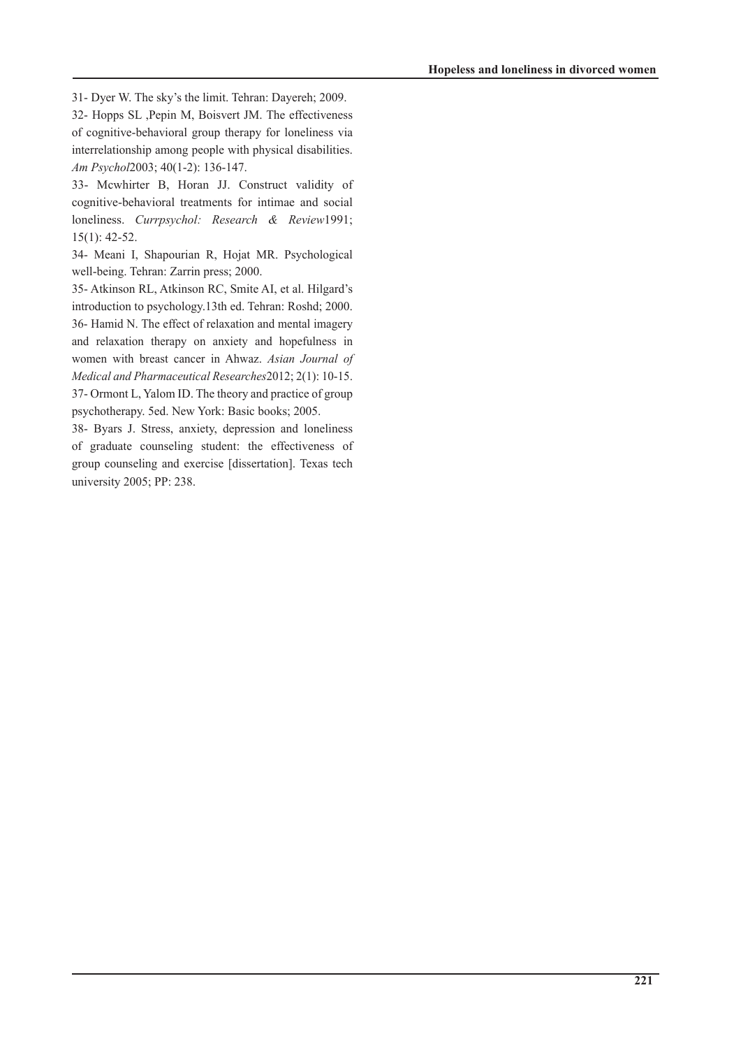31- Dyer W. The sky's the limit. Tehran: Dayereh; 2009.

32- Hopps SL ,Pepin M, Boisvert JM. The effectiveness of cognitive-behavioral group therapy for loneliness via interrelationship among people with physical disabilities. *Am Psychol*2003; 40(1-2): 136-147.

33- Mcwhirter B, Horan JJ. Construct validity of cognitive-behavioral treatments for intimae and social loneliness. *Currpsychol: Research & Review*1991; 15(1): 42-52.

34- Meani I, Shapourian R, Hojat MR. Psychological well-being. Tehran: Zarrin press; 2000.

35- Atkinson RL, Atkinson RC, Smite AI, et al. Hilgard's introduction to psychology.13th ed. Tehran: Roshd; 2000.

36- Hamid N. The effect of relaxation and mental imagery and relaxation therapy on anxiety and hopefulness in women with breast cancer in Ahwaz. *Asian Journal of Medical and Pharmaceutical Researches*2012; 2(1): 10-15.

37- Ormont L, Yalom ID. The theory and practice of group psychotherapy. 5ed. New York: Basic books; 2005.

38- Byars J. Stress, anxiety, depression and loneliness of graduate counseling student: the effectiveness of group counseling and exercise [dissertation]. Texas tech university 2005; PP: 238.